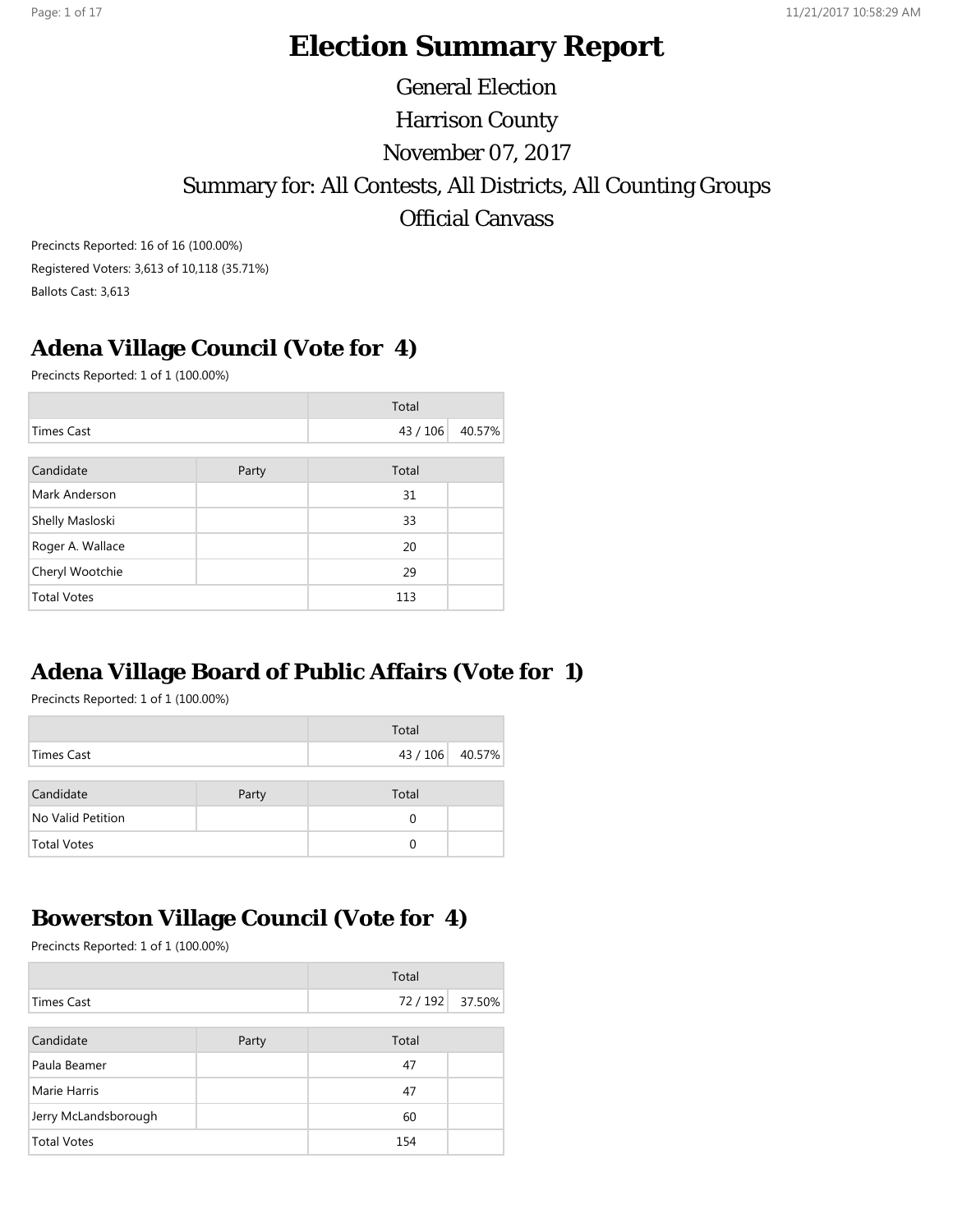# Election Summary Report

General Election

Harrison County

November 07, 2017

Summary for: All Contests, All Districts, All Counting Groups

Official Canvass

Precincts Reported: 16 of 16 (100.00%)

Registered Voters: 3,613 of 10,118 (35.71%)

Ballots Cast: 3,613

## Adena Village Council (Vote for 4)

Precincts Reported: 1 of 1 (100.00%)

| | Total | |
|---|---|---|
| Times Cast | 43 / 106 | 40.57% |

| Candidate | Party | Total | |
|---|---|---|---|
| Mark Anderson | | 31 | |
| Shelly Masloski | | 33 | |
| Roger A. Wallace | | 20 | |
| Cheryl Wootchie | | 29 | |
| Total Votes | | 113 | |

## Adena Village Board of Public Affairs (Vote for 1)

Precincts Reported: 1 of 1 (100.00%)

| | Total | |
|---|---|---|
| Times Cast | 43 / 106 | 40.57% |

| Candidate | Party | Total | |
|---|---|---|---|
| No Valid Petition | | 0 | |
| Total Votes | | 0 | |

## Bowerston Village Council (Vote for 4)

Precincts Reported: 1 of 1 (100.00%)

| | Total | |
|---|---|---|
| Times Cast | 72 / 192 | 37.50% |

| Candidate | Party | Total | |
|---|---|---|---|
| Paula Beamer | | 47 | |
| Marie Harris | | 47 | |
| Jerry McLandsborough | | 60 | |
| Total Votes | | 154 | |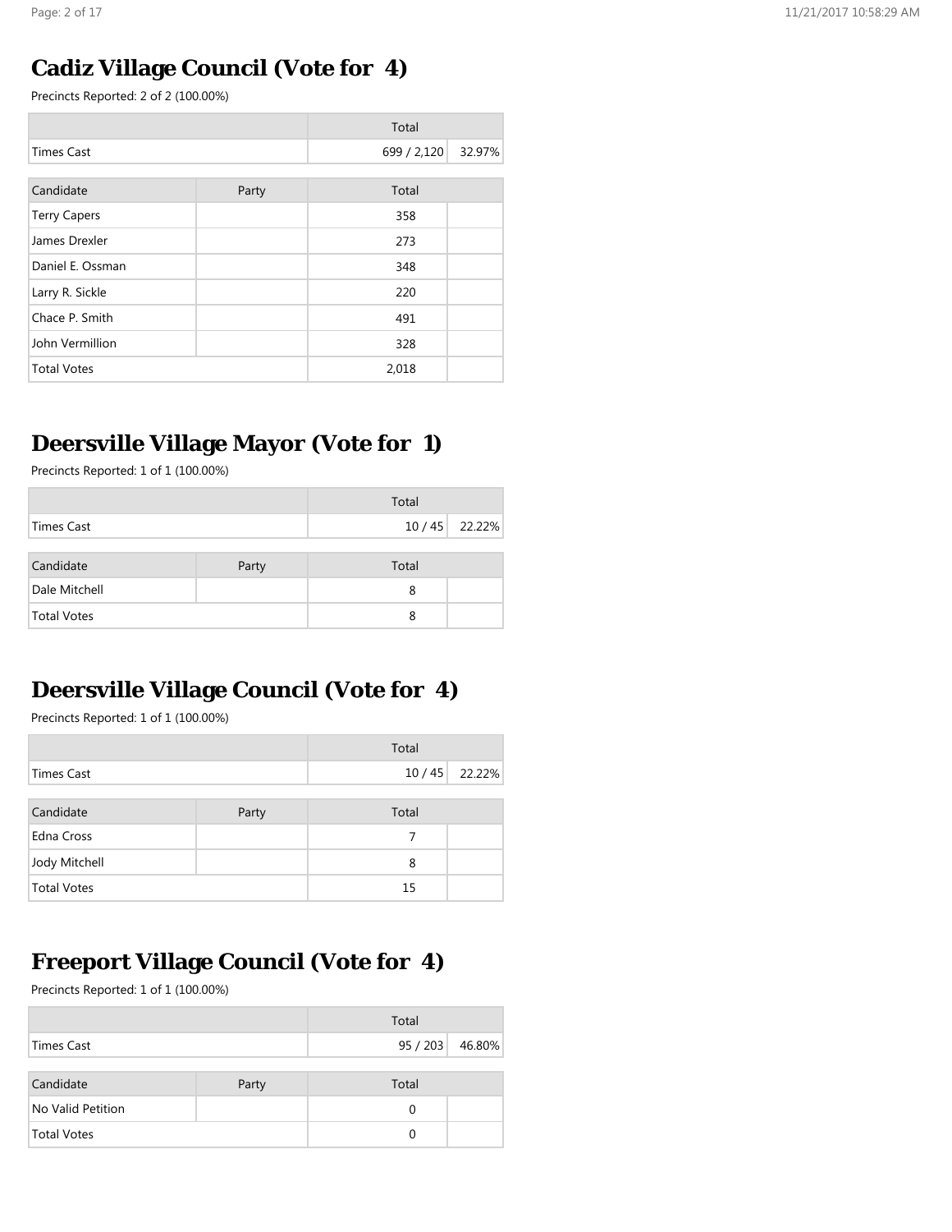## Cadiz Village Council (Vote for 4)

Precincts Reported: 2 of 2 (100.00%)

| | | Total | |
|---|---|---|---|
| Times Cast | | 699 / 2,120 | 32.97% |

| Candidate | Party | Total | |
|---|---|---|---|
| Terry Capers | | 358 | |
| James Drexler | | 273 | |
| Daniel E. Ossman | | 348 | |
| Larry R. Sickle | | 220 | |
| Chace P. Smith | | 491 | |
| John Vermillion | | 328 | |
| Total Votes | | 2,018 | |

## Deersville Village Mayor (Vote for 1)

Precincts Reported: 1 of 1 (100.00%)

| | | Total | |
|---|---|---|---|
| Times Cast | | 10 / 45 | 22.22% |

| Candidate | Party | Total | |
|---|---|---|---|
| Dale Mitchell | | 8 | |
| Total Votes | | 8 | |

## Deersville Village Council (Vote for 4)

Precincts Reported: 1 of 1 (100.00%)

| | | Total | |
|---|---|---|---|
| Times Cast | | 10 / 45 | 22.22% |

| Candidate | Party | Total | |
|---|---|---|---|
| Edna Cross | | 7 | |
| Jody Mitchell | | 8 | |
| Total Votes | | 15 | |

## Freeport Village Council (Vote for 4)

Precincts Reported: 1 of 1 (100.00%)

| | | Total | |
|---|---|---|---|
| Times Cast | | 95 / 203 | 46.80% |

| Candidate | Party | Total | |
|---|---|---|---|
| No Valid Petition | | 0 | |
| Total Votes | | 0 | |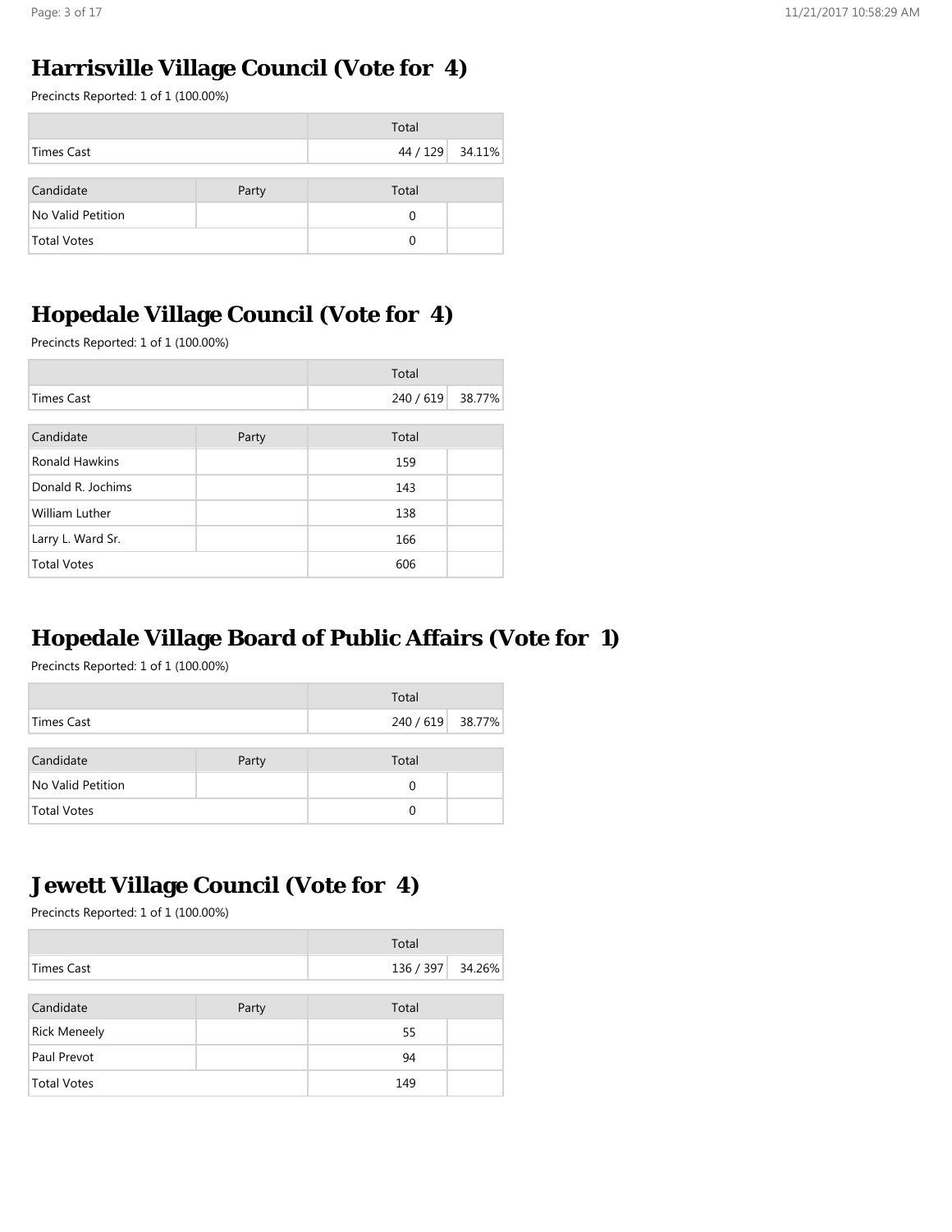## Harrisville Village Council (Vote for 4)

Precincts Reported: 1 of 1 (100.00%)

| | Total | |
|---|---|---|
| Times Cast | 44 / 129 | 34.11% |

| Candidate | Party | Total | |
|---|---|---|---|
| No Valid Petition | | 0 | |
| Total Votes | | 0 | |

## Hopedale Village Council (Vote for 4)

Precincts Reported: 1 of 1 (100.00%)

| | Total | |
|---|---|---|
| Times Cast | 240 / 619 | 38.77% |

| Candidate | Party | Total | |
|---|---|---|---|
| Ronald Hawkins | | 159 | |
| Donald R. Jochims | | 143 | |
| William Luther | | 138 | |
| Larry L. Ward Sr. | | 166 | |
| Total Votes | | 606 | |

## Hopedale Village Board of Public Affairs (Vote for 1)

Precincts Reported: 1 of 1 (100.00%)

| | Total | |
|---|---|---|
| Times Cast | 240 / 619 | 38.77% |

| Candidate | Party | Total | |
|---|---|---|---|
| No Valid Petition | | 0 | |
| Total Votes | | 0 | |

## Jewett Village Council (Vote for 4)

Precincts Reported: 1 of 1 (100.00%)

| | Total | |
|---|---|---|
| Times Cast | 136 / 397 | 34.26% |

| Candidate | Party | Total | |
|---|---|---|---|
| Rick Meneely | | 55 | |
| Paul Prevot | | 94 | |
| Total Votes | | 149 | |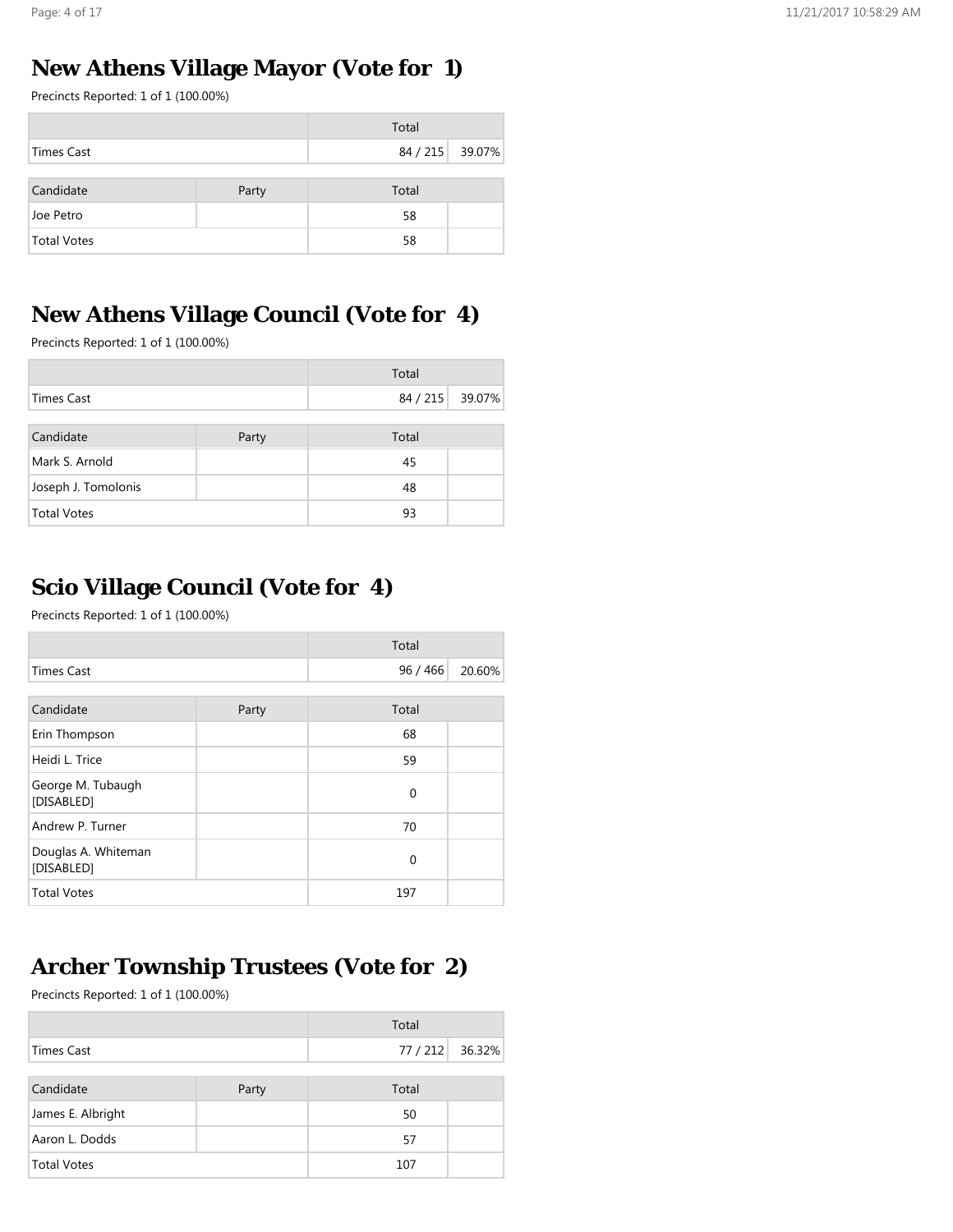## New Athens Village Mayor (Vote for 1)

Precincts Reported: 1 of 1 (100.00%)

| | Total | |
|---|---|---|
| Times Cast | 84 / 215 | 39.07% |

| Candidate | Party | Total | |
|---|---|---|---|
| Joe Petro | | 58 | |
| Total Votes | | 58 | |

## New Athens Village Council (Vote for 4)

Precincts Reported: 1 of 1 (100.00%)

| | Total | |
|---|---|---|
| Times Cast | 84 / 215 | 39.07% |

| Candidate | Party | Total | |
|---|---|---|---|
| Mark S. Arnold | | 45 | |
| Joseph J. Tomolonis | | 48 | |
| Total Votes | | 93 | |

## Scio Village Council (Vote for 4)

Precincts Reported: 1 of 1 (100.00%)

| | Total | |
|---|---|---|
| Times Cast | 96 / 466 | 20.60% |

| Candidate | Party | Total | |
|---|---|---|---|
| Erin Thompson | | 68 | |
| Heidi L. Trice | | 59 | |
| George M. Tubaugh [DISABLED] | | 0 | |
| Andrew P. Turner | | 70 | |
| Douglas A. Whiteman [DISABLED] | | 0 | |
| Total Votes | | 197 | |

## Archer Township Trustees (Vote for 2)

Precincts Reported: 1 of 1 (100.00%)

| | Total | |
|---|---|---|
| Times Cast | 77 / 212 | 36.32% |

| Candidate | Party | Total | |
|---|---|---|---|
| James E. Albright | | 50 | |
| Aaron L. Dodds | | 57 | |
| Total Votes | | 107 | |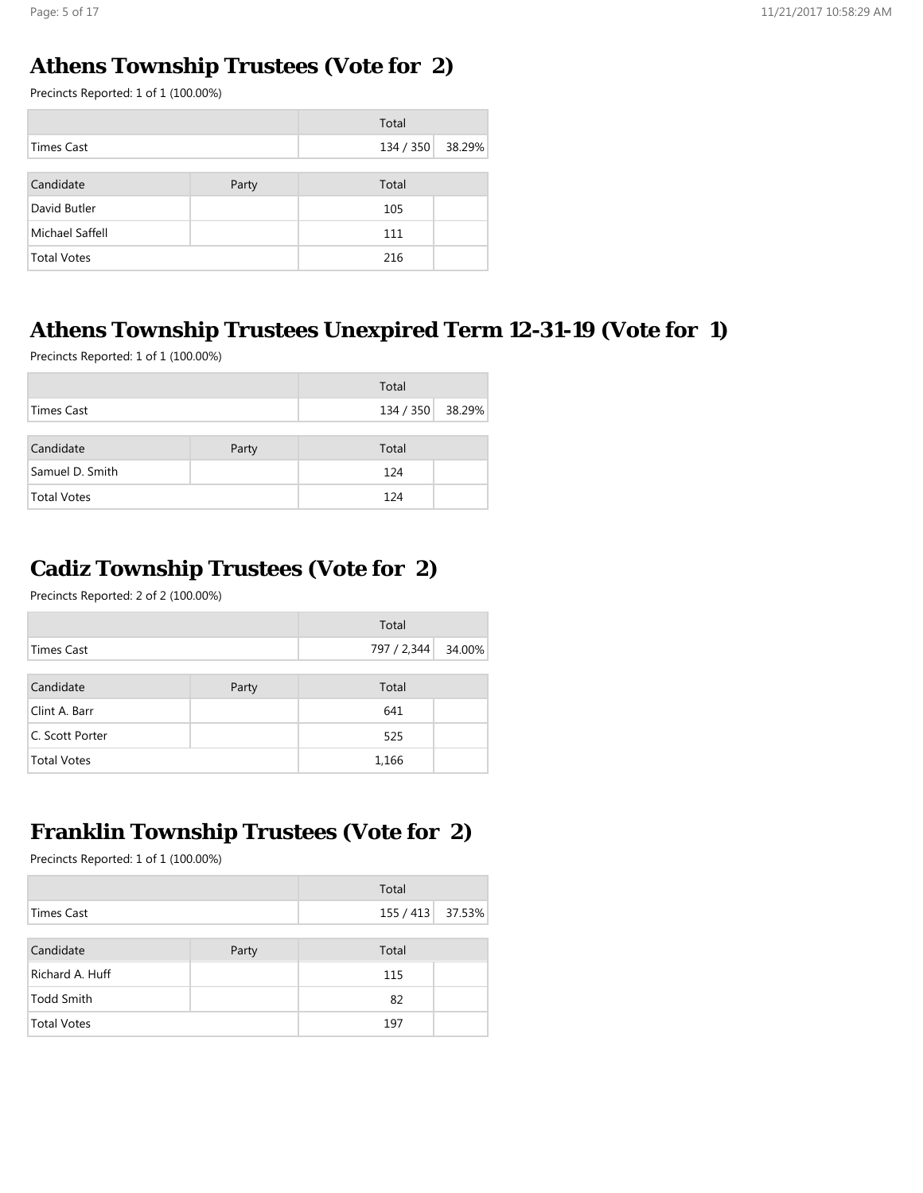## Athens Township Trustees (Vote for 2)

Precincts Reported: 1 of 1 (100.00%)

| | Total | |
|---|---|---|
| Times Cast | 134 / 350 | 38.29% |

| Candidate | Party | Total | |
|---|---|---|---|
| David Butler | | 105 | |
| Michael Saffell | | 111 | |
| Total Votes | | 216 | |

## Athens Township Trustees Unexpired Term 12-31-19 (Vote for 1)

Precincts Reported: 1 of 1 (100.00%)

| | Total | |
|---|---|---|
| Times Cast | 134 / 350 | 38.29% |

| Candidate | Party | Total | |
|---|---|---|---|
| Samuel D. Smith | | 124 | |
| Total Votes | | 124 | |

## Cadiz Township Trustees (Vote for 2)

Precincts Reported: 2 of 2 (100.00%)

| | Total | |
|---|---|---|
| Times Cast | 797 / 2,344 | 34.00% |

| Candidate | Party | Total | |
|---|---|---|---|
| Clint A. Barr | | 641 | |
| C. Scott Porter | | 525 | |
| Total Votes | | 1,166 | |

## Franklin Township Trustees (Vote for 2)

Precincts Reported: 1 of 1 (100.00%)

| | Total | |
|---|---|---|
| Times Cast | 155 / 413 | 37.53% |

| Candidate | Party | Total | |
|---|---|---|---|
| Richard A. Huff | | 115 | |
| Todd Smith | | 82 | |
| Total Votes | | 197 | |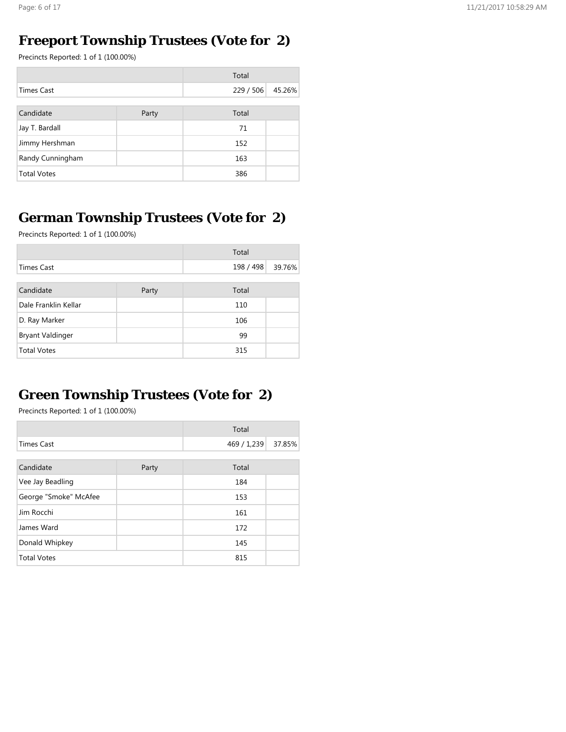## Freeport Township Trustees (Vote for 2)

Precincts Reported: 1 of 1 (100.00%)

| | Total | |
|---|---|---|
| Times Cast | 229 / 506 | 45.26% |

| Candidate | Party | Total | |
|---|---|---|---|
| Jay T. Bardall | | 71 | |
| Jimmy Hershman | | 152 | |
| Randy Cunningham | | 163 | |
| Total Votes | | 386 | |

## German Township Trustees (Vote for 2)

Precincts Reported: 1 of 1 (100.00%)

| | Total | |
|---|---|---|
| Times Cast | 198 / 498 | 39.76% |

| Candidate | Party | Total | |
|---|---|---|---|
| Dale Franklin Kellar | | 110 | |
| D. Ray Marker | | 106 | |
| Bryant Valdinger | | 99 | |
| Total Votes | | 315 | |

## Green Township Trustees (Vote for 2)

Precincts Reported: 1 of 1 (100.00%)

| | Total | |
|---|---|---|
| Times Cast | 469 / 1,239 | 37.85% |

| Candidate | Party | Total | |
|---|---|---|---|
| Vee Jay Beadling | | 184 | |
| George "Smoke" McAfee | | 153 | |
| Jim Rocchi | | 161 | |
| James Ward | | 172 | |
| Donald Whipkey | | 145 | |
| Total Votes | | 815 | |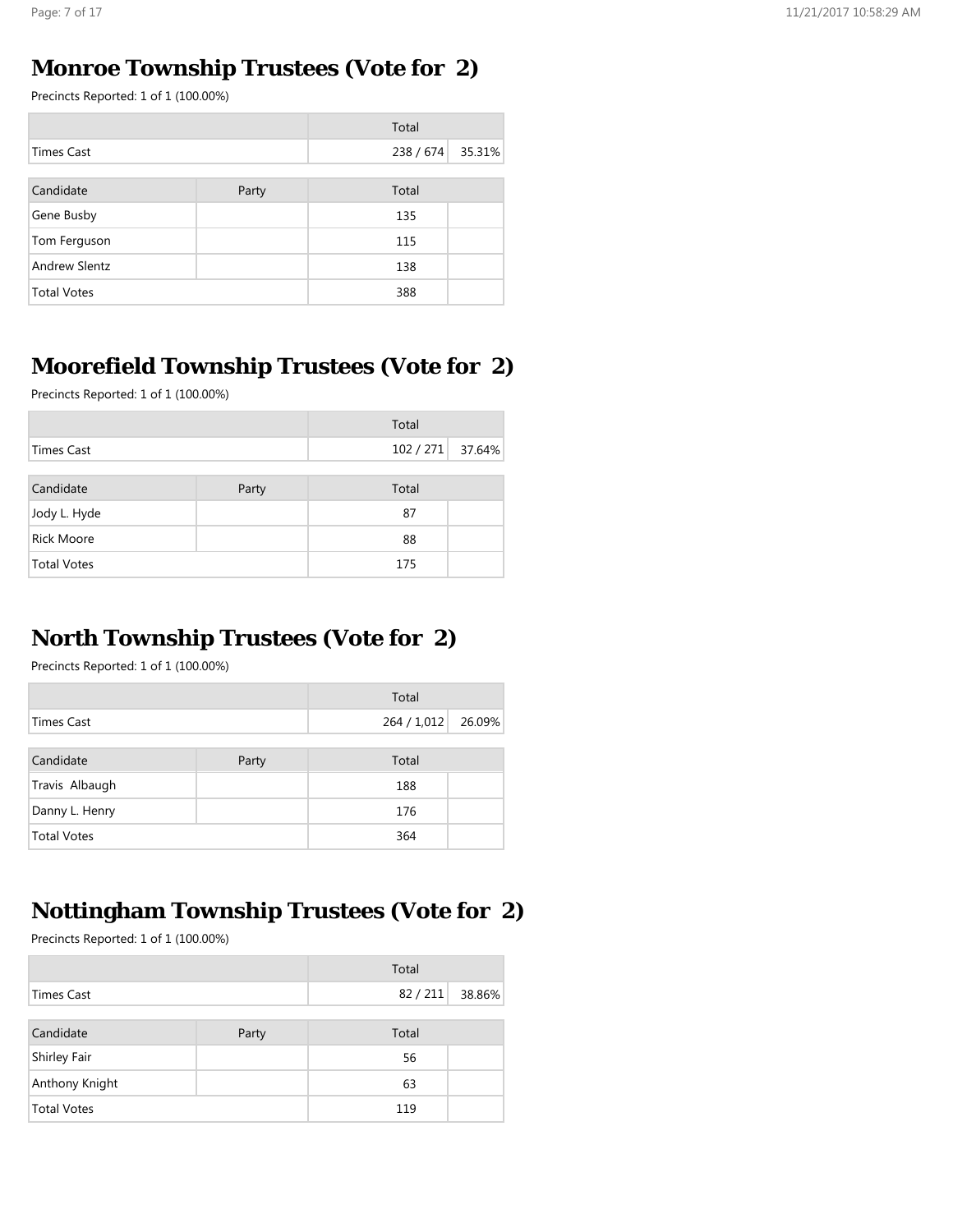## Monroe Township Trustees (Vote for 2)

Precincts Reported: 1 of 1 (100.00%)

| | Total | |
|---|---|---|
| Times Cast | 238 / 674 | 35.31% |

| Candidate | Party | Total | |
|---|---|---|---|
| Gene Busby | | 135 | |
| Tom Ferguson | | 115 | |
| Andrew Slentz | | 138 | |
| Total Votes | | 388 | |

## Moorefield Township Trustees (Vote for 2)

Precincts Reported: 1 of 1 (100.00%)

| | Total | |
|---|---|---|
| Times Cast | 102 / 271 | 37.64% |

| Candidate | Party | Total | |
|---|---|---|---|
| Jody L. Hyde | | 87 | |
| Rick Moore | | 88 | |
| Total Votes | | 175 | |

## North Township Trustees (Vote for 2)

Precincts Reported: 1 of 1 (100.00%)

| | Total | |
|---|---|---|
| Times Cast | 264 / 1,012 | 26.09% |

| Candidate | Party | Total | |
|---|---|---|---|
| Travis Albaugh | | 188 | |
| Danny L. Henry | | 176 | |
| Total Votes | | 364 | |

## Nottingham Township Trustees (Vote for 2)

Precincts Reported: 1 of 1 (100.00%)

| | Total | |
|---|---|---|
| Times Cast | 82 / 211 | 38.86% |

| Candidate | Party | Total | |
|---|---|---|---|
| Shirley Fair | | 56 | |
| Anthony Knight | | 63 | |
| Total Votes | | 119 | |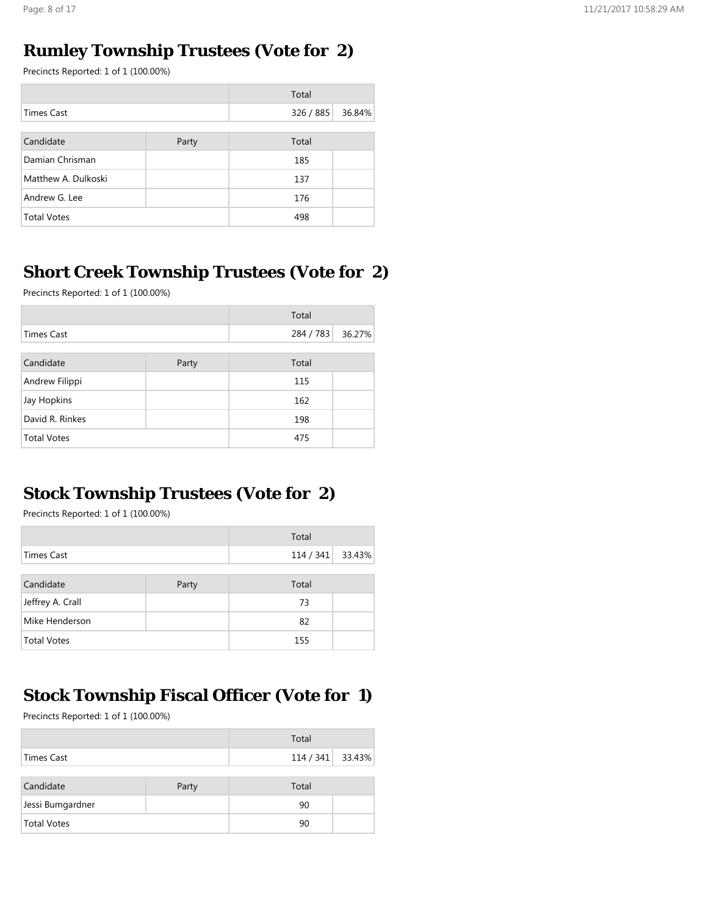## Rumley Township Trustees (Vote for 2)

Precincts Reported: 1 of 1 (100.00%)

| | | Total | |
|---|---|---|---|
| Times Cast | | 326 / 885 | 36.84% |

| Candidate | Party | Total | |
|---|---|---|---|
| Damian Chrisman | | 185 | |
| Matthew A. Dulkoski | | 137 | |
| Andrew G. Lee | | 176 | |
| Total Votes | | 498 | |

## Short Creek Township Trustees (Vote for 2)

Precincts Reported: 1 of 1 (100.00%)

| | | Total | |
|---|---|---|---|
| Times Cast | | 284 / 783 | 36.27% |

| Candidate | Party | Total | |
|---|---|---|---|
| Andrew Filippi | | 115 | |
| Jay Hopkins | | 162 | |
| David R. Rinkes | | 198 | |
| Total Votes | | 475 | |

## Stock Township Trustees (Vote for 2)

Precincts Reported: 1 of 1 (100.00%)

| | | Total | |
|---|---|---|---|
| Times Cast | | 114 / 341 | 33.43% |

| Candidate | Party | Total | |
|---|---|---|---|
| Jeffrey A. Crall | | 73 | |
| Mike Henderson | | 82 | |
| Total Votes | | 155 | |

## Stock Township Fiscal Officer (Vote for 1)

Precincts Reported: 1 of 1 (100.00%)

| | | Total | |
|---|---|---|---|
| Times Cast | | 114 / 341 | 33.43% |

| Candidate | Party | Total | |
|---|---|---|---|
| Jessi Bumgardner | | 90 | |
| Total Votes | | 90 | |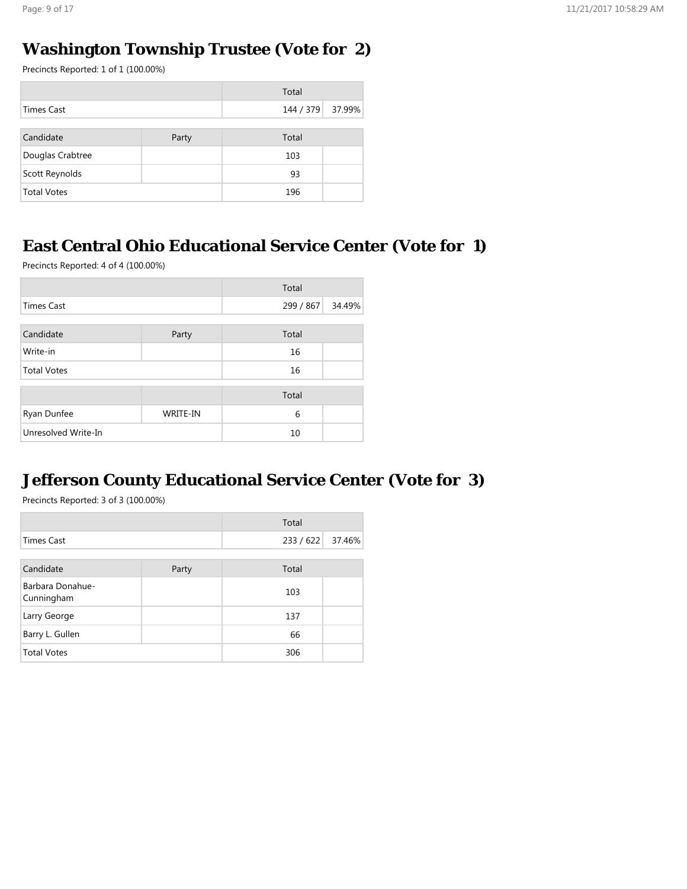## Washington Township Trustee (Vote for 2)

Precincts Reported: 1 of 1 (100.00%)

| | Total | |
|---|---|---|
| Times Cast | 144 / 379 | 37.99% |

| Candidate | Party | Total | |
|---|---|---|---|
| Douglas Crabtree | | 103 | |
| Scott Reynolds | | 93 | |
| Total Votes | | 196 | |

## East Central Ohio Educational Service Center (Vote for 1)

Precincts Reported: 4 of 4 (100.00%)

| | Total | |
|---|---|---|
| Times Cast | 299 / 867 | 34.49% |

| Candidate | Party | Total | |
|---|---|---|---|
| Write-in | | 16 | |
| Total Votes | | 16 | |

| | | Total | |
|---|---|---|---|
| Ryan Dunfee | WRITE-IN | 6 | |
| Unresolved Write-In | | 10 | |

## Jefferson County Educational Service Center (Vote for 3)

Precincts Reported: 3 of 3 (100.00%)

| | Total | |
|---|---|---|
| Times Cast | 233 / 622 | 37.46% |

| Candidate | Party | Total | |
|---|---|---|---|
| Barbara Donahue-Cunningham | | 103 | |
| Larry George | | 137 | |
| Barry L. Gullen | | 66 | |
| Total Votes | | 306 | |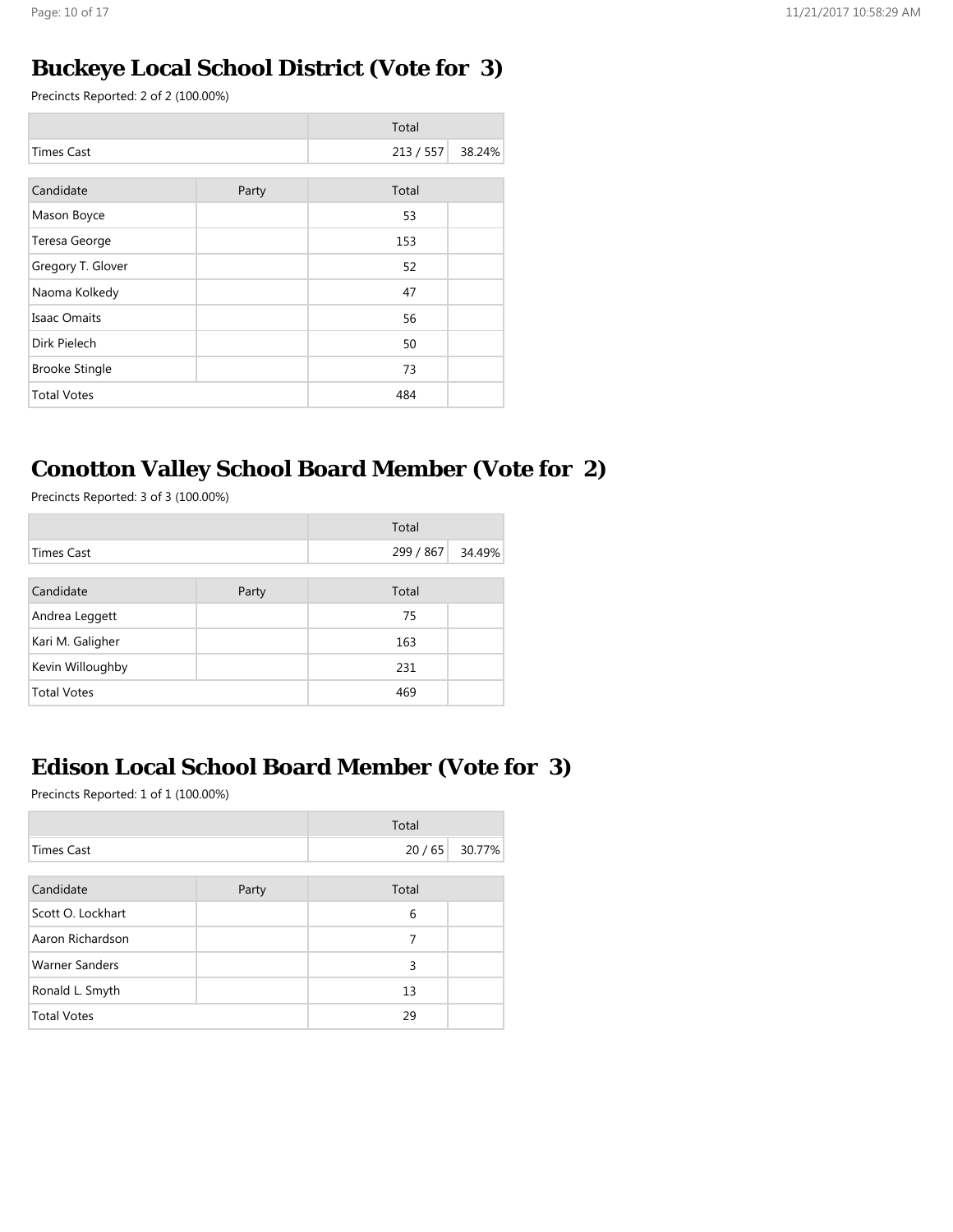## Buckeye Local School District (Vote for 3)

Precincts Reported: 2 of 2 (100.00%)

| | Total | |
|---|---|---|
| Times Cast | 213 / 557 | 38.24% |

| Candidate | Party | Total | |
|---|---|---|---|
| Mason Boyce | | 53 | |
| Teresa George | | 153 | |
| Gregory T. Glover | | 52 | |
| Naoma Kolkedy | | 47 | |
| Isaac Omaits | | 56 | |
| Dirk Pielech | | 50 | |
| Brooke Stingle | | 73 | |
| Total Votes | | 484 | |

## Conotton Valley School Board Member (Vote for 2)

Precincts Reported: 3 of 3 (100.00%)

| | Total | |
|---|---|---|
| Times Cast | 299 / 867 | 34.49% |

| Candidate | Party | Total | |
|---|---|---|---|
| Andrea Leggett | | 75 | |
| Kari M. Galigher | | 163 | |
| Kevin Willoughby | | 231 | |
| Total Votes | | 469 | |

## Edison Local School Board Member (Vote for 3)

Precincts Reported: 1 of 1 (100.00%)

| | Total | |
|---|---|---|
| Times Cast | 20 / 65 | 30.77% |

| Candidate | Party | Total | |
|---|---|---|---|
| Scott O. Lockhart | | 6 | |
| Aaron Richardson | | 7 | |
| Warner Sanders | | 3 | |
| Ronald L. Smyth | | 13 | |
| Total Votes | | 29 | |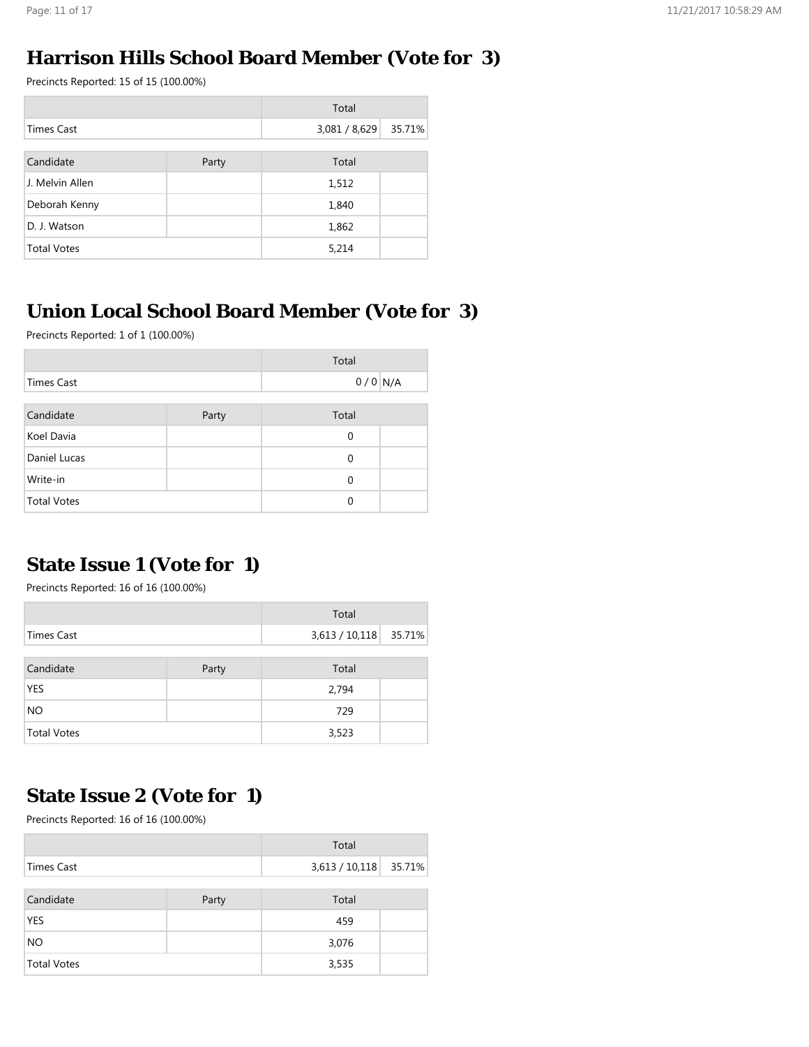## Harrison Hills School Board Member (Vote for 3)

Precincts Reported: 15 of 15 (100.00%)

| | Total | |
|---|---|---|
| Times Cast | 3,081 / 8,629 | 35.71% |

| Candidate | Party | Total | |
|---|---|---|---|
| J. Melvin Allen | | 1,512 | |
| Deborah Kenny | | 1,840 | |
| D. J. Watson | | 1,862 | |
| Total Votes | | 5,214 | |

## Union Local School Board Member (Vote for 3)

Precincts Reported: 1 of 1 (100.00%)

| | Total | |
|---|---|---|
| Times Cast | 0 / 0 | N/A |

| Candidate | Party | Total | |
|---|---|---|---|
| Koel Davia | | 0 | |
| Daniel Lucas | | 0 | |
| Write-in | | 0 | |
| Total Votes | | 0 | |

## State Issue 1 (Vote for 1)

Precincts Reported: 16 of 16 (100.00%)

| | Total | |
|---|---|---|
| Times Cast | 3,613 / 10,118 | 35.71% |

| Candidate | Party | Total | |
|---|---|---|---|
| YES | | 2,794 | |
| NO | | 729 | |
| Total Votes | | 3,523 | |

## State Issue 2 (Vote for 1)

Precincts Reported: 16 of 16 (100.00%)

| | Total | |
|---|---|---|
| Times Cast | 3,613 / 10,118 | 35.71% |

| Candidate | Party | Total | |
|---|---|---|---|
| YES | | 459 | |
| NO | | 3,076 | |
| Total Votes | | 3,535 | |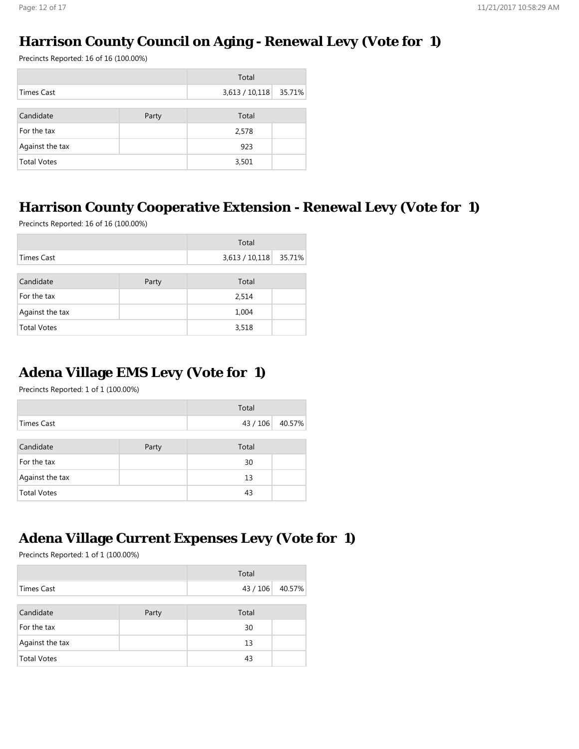## Harrison County Council on Aging - Renewal Levy (Vote for 1)

Precincts Reported: 16 of 16 (100.00%)

| | Total | |
|---|---|---|
| Times Cast | 3,613 / 10,118 | 35.71% |

| Candidate | Party | Total | |
|---|---|---|---|
| For the tax | | 2,578 | |
| Against the tax | | 923 | |
| Total Votes | | 3,501 | |

## Harrison County Cooperative Extension - Renewal Levy (Vote for 1)

Precincts Reported: 16 of 16 (100.00%)

| | Total | |
|---|---|---|
| Times Cast | 3,613 / 10,118 | 35.71% |

| Candidate | Party | Total | |
|---|---|---|---|
| For the tax | | 2,514 | |
| Against the tax | | 1,004 | |
| Total Votes | | 3,518 | |

## Adena Village EMS Levy (Vote for 1)

Precincts Reported: 1 of 1 (100.00%)

| | Total | |
|---|---|---|
| Times Cast | 43 / 106 | 40.57% |

| Candidate | Party | Total | |
|---|---|---|---|
| For the tax | | 30 | |
| Against the tax | | 13 | |
| Total Votes | | 43 | |

## Adena Village Current Expenses Levy (Vote for 1)

Precincts Reported: 1 of 1 (100.00%)

| | Total | |
|---|---|---|
| Times Cast | 43 / 106 | 40.57% |

| Candidate | Party | Total | |
|---|---|---|---|
| For the tax | | 30 | |
| Against the tax | | 13 | |
| Total Votes | | 43 | |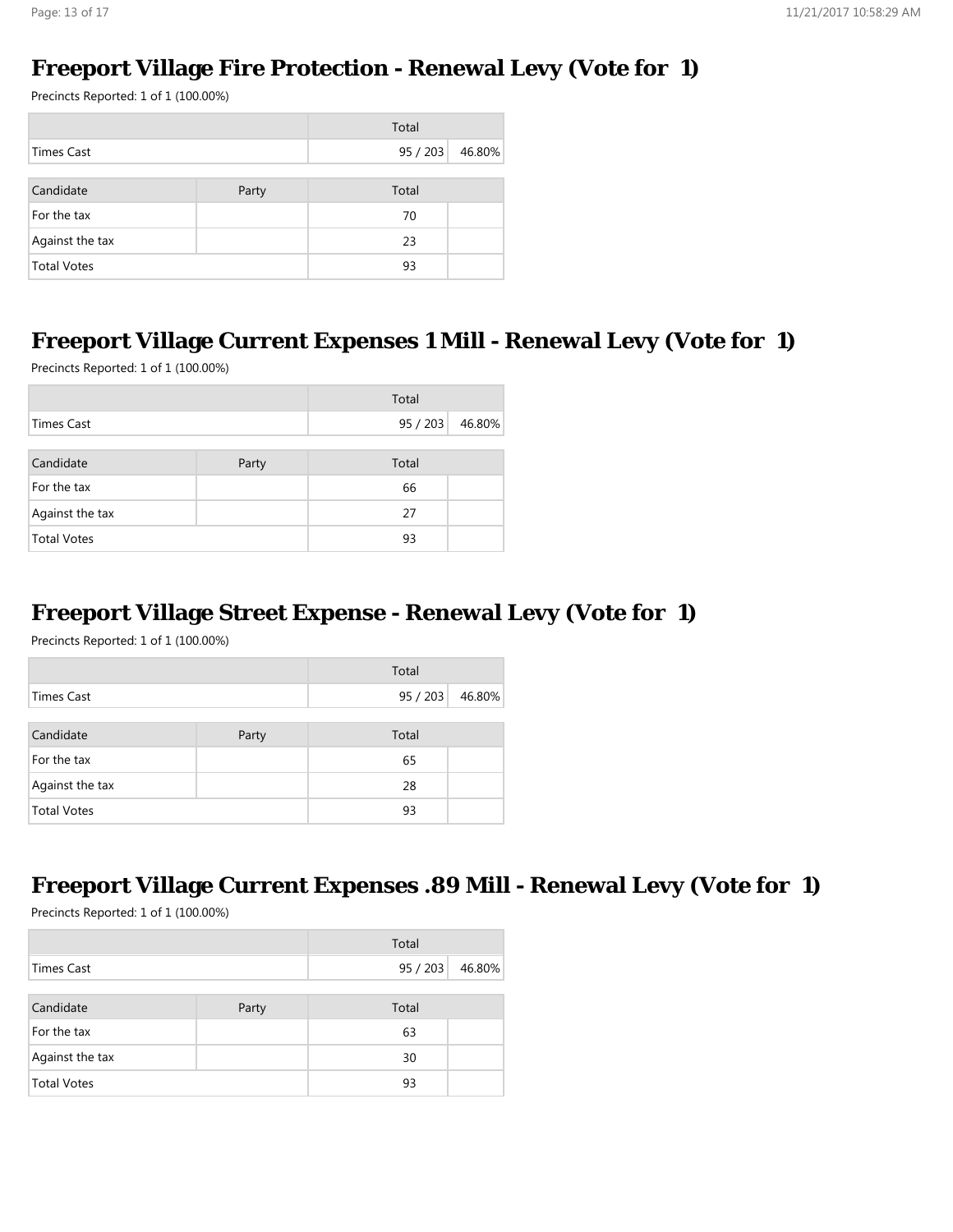## Freeport Village Fire Protection - Renewal Levy (Vote for 1)

Precincts Reported: 1 of 1 (100.00%)

| | Total | |
|---|---|---|
| Times Cast | 95 / 203 | 46.80% |

| Candidate | Party | Total | |
|---|---|---|---|
| For the tax | | 70 | |
| Against the tax | | 23 | |
| Total Votes | | 93 | |

## Freeport Village Current Expenses 1 Mill - Renewal Levy (Vote for 1)

Precincts Reported: 1 of 1 (100.00%)

| | Total | |
|---|---|---|
| Times Cast | 95 / 203 | 46.80% |

| Candidate | Party | Total | |
|---|---|---|---|
| For the tax | | 66 | |
| Against the tax | | 27 | |
| Total Votes | | 93 | |

## Freeport Village Street Expense - Renewal Levy (Vote for 1)

Precincts Reported: 1 of 1 (100.00%)

| | Total | |
|---|---|---|
| Times Cast | 95 / 203 | 46.80% |

| Candidate | Party | Total | |
|---|---|---|---|
| For the tax | | 65 | |
| Against the tax | | 28 | |
| Total Votes | | 93 | |

## Freeport Village Current Expenses .89 Mill - Renewal Levy (Vote for 1)

Precincts Reported: 1 of 1 (100.00%)

| | Total | |
|---|---|---|
| Times Cast | 95 / 203 | 46.80% |

| Candidate | Party | Total | |
|---|---|---|---|
| For the tax | | 63 | |
| Against the tax | | 30 | |
| Total Votes | | 93 | |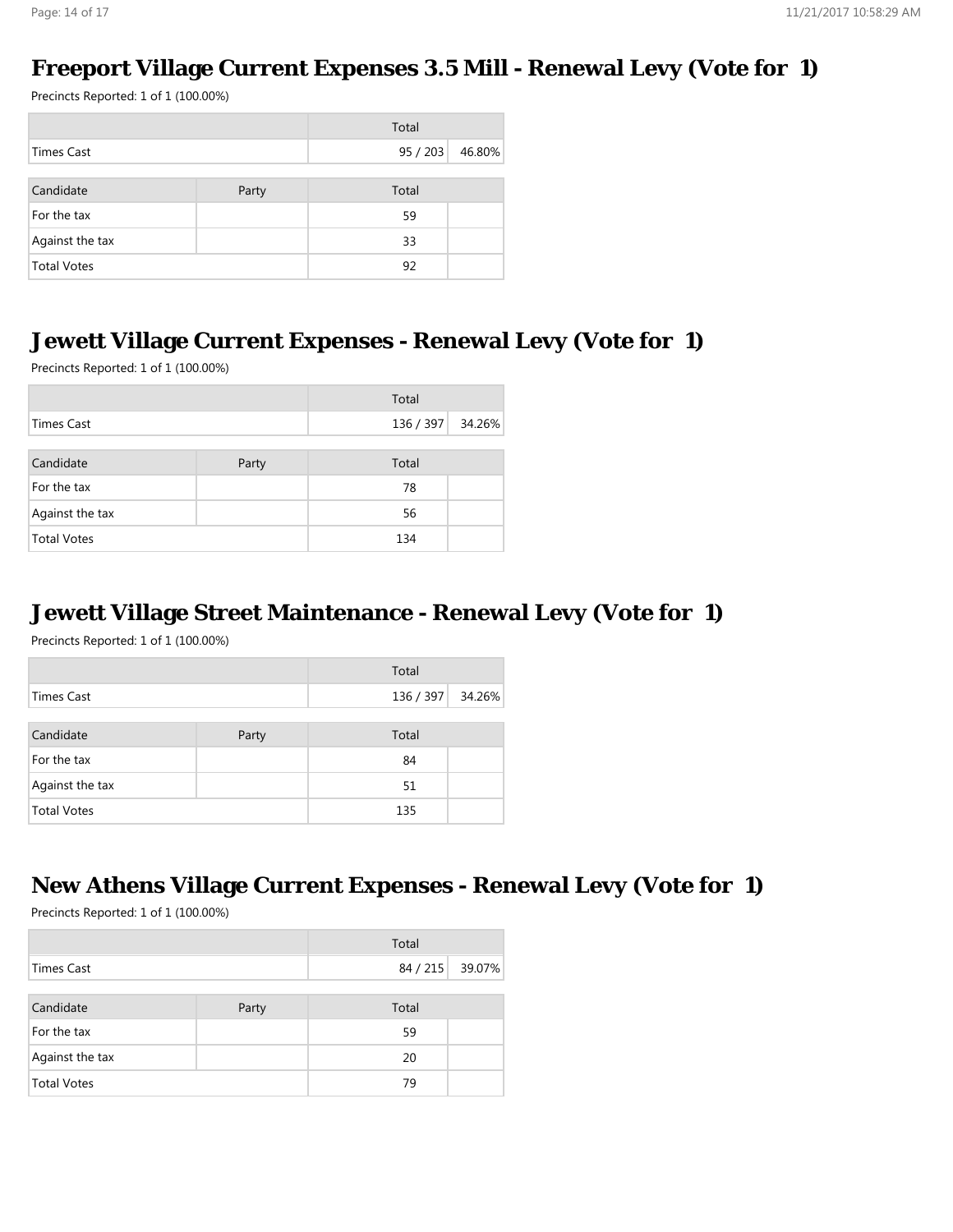## Freeport Village Current Expenses 3.5 Mill - Renewal Levy (Vote for 1)

Precincts Reported: 1 of 1 (100.00%)

| | Total | |
|---|---|---|
| Times Cast | 95 / 203 | 46.80% |

| Candidate | Party | Total | |
|---|---|---|---|
| For the tax | | 59 | |
| Against the tax | | 33 | |
| Total Votes | | 92 | |

## Jewett Village Current Expenses - Renewal Levy (Vote for 1)

Precincts Reported: 1 of 1 (100.00%)

| | Total | |
|---|---|---|
| Times Cast | 136 / 397 | 34.26% |

| Candidate | Party | Total | |
|---|---|---|---|
| For the tax | | 78 | |
| Against the tax | | 56 | |
| Total Votes | | 134 | |

## Jewett Village Street Maintenance - Renewal Levy (Vote for 1)

Precincts Reported: 1 of 1 (100.00%)

| | Total | |
|---|---|---|
| Times Cast | 136 / 397 | 34.26% |

| Candidate | Party | Total | |
|---|---|---|---|
| For the tax | | 84 | |
| Against the tax | | 51 | |
| Total Votes | | 135 | |

## New Athens Village Current Expenses - Renewal Levy (Vote for 1)

Precincts Reported: 1 of 1 (100.00%)

| | Total | |
|---|---|---|
| Times Cast | 84 / 215 | 39.07% |

| Candidate | Party | Total | |
|---|---|---|---|
| For the tax | | 59 | |
| Against the tax | | 20 | |
| Total Votes | | 79 | |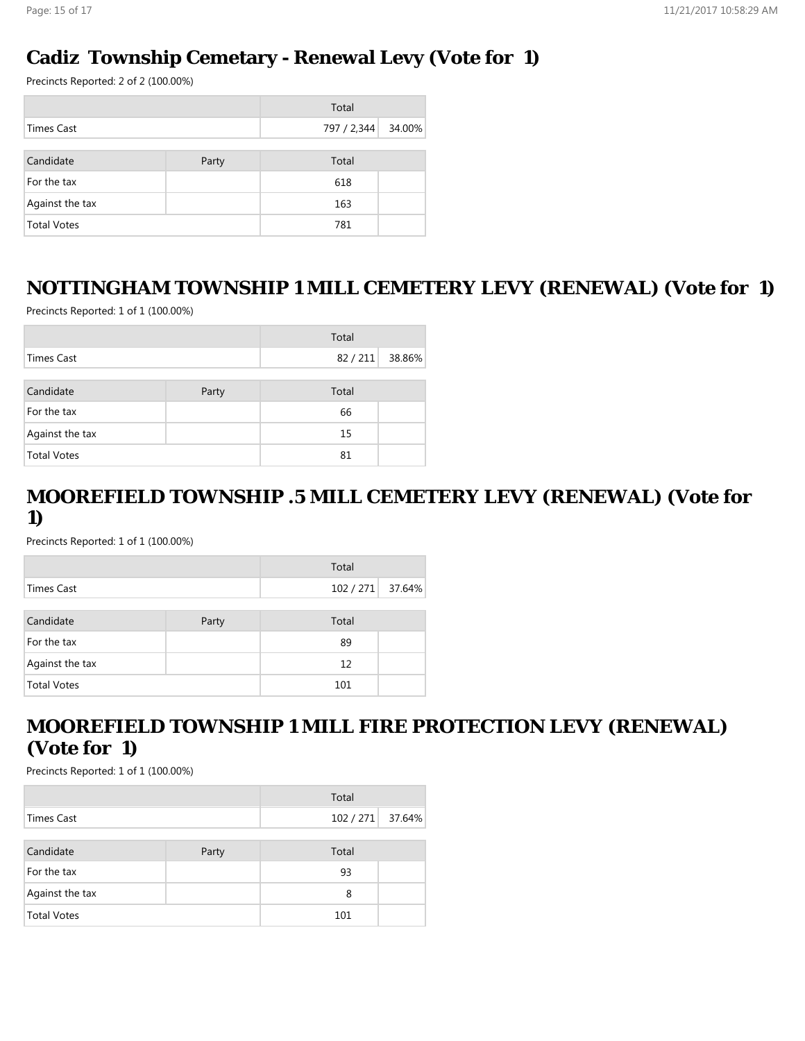## Cadiz Township Cemetary - Renewal Levy (Vote for 1)

Precincts Reported: 2 of 2 (100.00%)

| | Total | |
|---|---|---|
| Times Cast | 797 / 2,344 | 34.00% |

| Candidate | Party | Total | |
|---|---|---|---|
| For the tax | | 618 | |
| Against the tax | | 163 | |
| Total Votes | | 781 | |

## NOTTINGHAM TOWNSHIP 1 MILL CEMETERY LEVY (RENEWAL) (Vote for 1)

Precincts Reported: 1 of 1 (100.00%)

| | Total | |
|---|---|---|
| Times Cast | 82 / 211 | 38.86% |

| Candidate | Party | Total | |
|---|---|---|---|
| For the tax | | 66 | |
| Against the tax | | 15 | |
| Total Votes | | 81 | |

## MOOREFIELD TOWNSHIP .5 MILL CEMETERY LEVY (RENEWAL) (Vote for 1)

Precincts Reported: 1 of 1 (100.00%)

| | Total | |
|---|---|---|
| Times Cast | 102 / 271 | 37.64% |

| Candidate | Party | Total | |
|---|---|---|---|
| For the tax | | 89 | |
| Against the tax | | 12 | |
| Total Votes | | 101 | |

## MOOREFIELD TOWNSHIP 1 MILL FIRE PROTECTION LEVY (RENEWAL) (Vote for 1)

Precincts Reported: 1 of 1 (100.00%)

| | Total | |
|---|---|---|
| Times Cast | 102 / 271 | 37.64% |

| Candidate | Party | Total | |
|---|---|---|---|
| For the tax | | 93 | |
| Against the tax | | 8 | |
| Total Votes | | 101 | |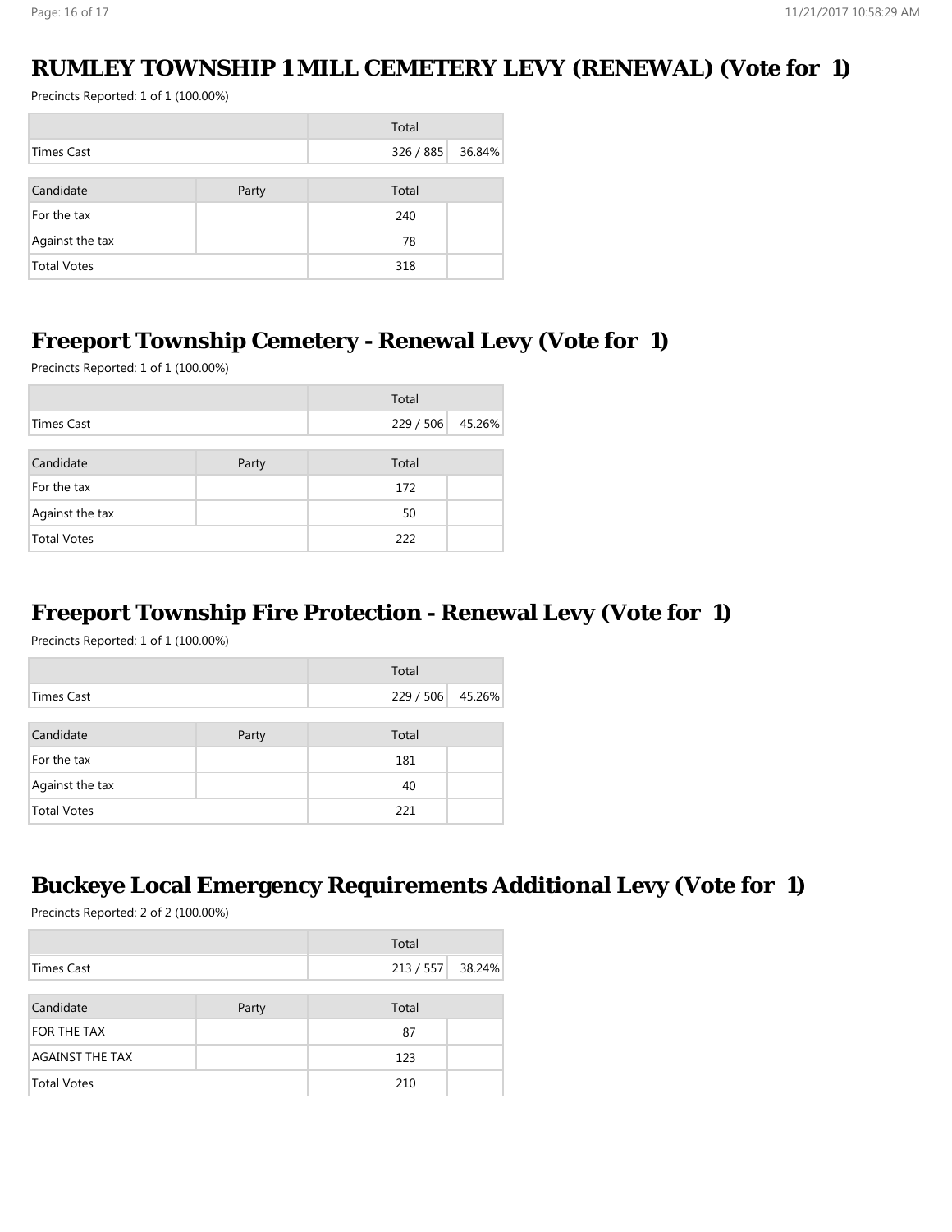## RUMLEY TOWNSHIP 1 MILL CEMETERY LEVY (RENEWAL) (Vote for 1)

Precincts Reported: 1 of 1 (100.00%)

| | Total | |
|---|---|---|
| Times Cast | 326 / 885 | 36.84% |

| Candidate | Party | Total | |
|---|---|---|---|
| For the tax | | 240 | |
| Against the tax | | 78 | |
| Total Votes | | 318 | |

## Freeport Township Cemetery - Renewal Levy (Vote for 1)

Precincts Reported: 1 of 1 (100.00%)

| | Total | |
|---|---|---|
| Times Cast | 229 / 506 | 45.26% |

| Candidate | Party | Total | |
|---|---|---|---|
| For the tax | | 172 | |
| Against the tax | | 50 | |
| Total Votes | | 222 | |

## Freeport Township Fire Protection - Renewal Levy (Vote for 1)

Precincts Reported: 1 of 1 (100.00%)

| | Total | |
|---|---|---|
| Times Cast | 229 / 506 | 45.26% |

| Candidate | Party | Total | |
|---|---|---|---|
| For the tax | | 181 | |
| Against the tax | | 40 | |
| Total Votes | | 221 | |

## Buckeye Local Emergency Requirements Additional Levy (Vote for 1)

Precincts Reported: 2 of 2 (100.00%)

| | Total | |
|---|---|---|
| Times Cast | 213 / 557 | 38.24% |

| Candidate | Party | Total | |
|---|---|---|---|
| FOR THE TAX | | 87 | |
| AGAINST THE TAX | | 123 | |
| Total Votes | | 210 | |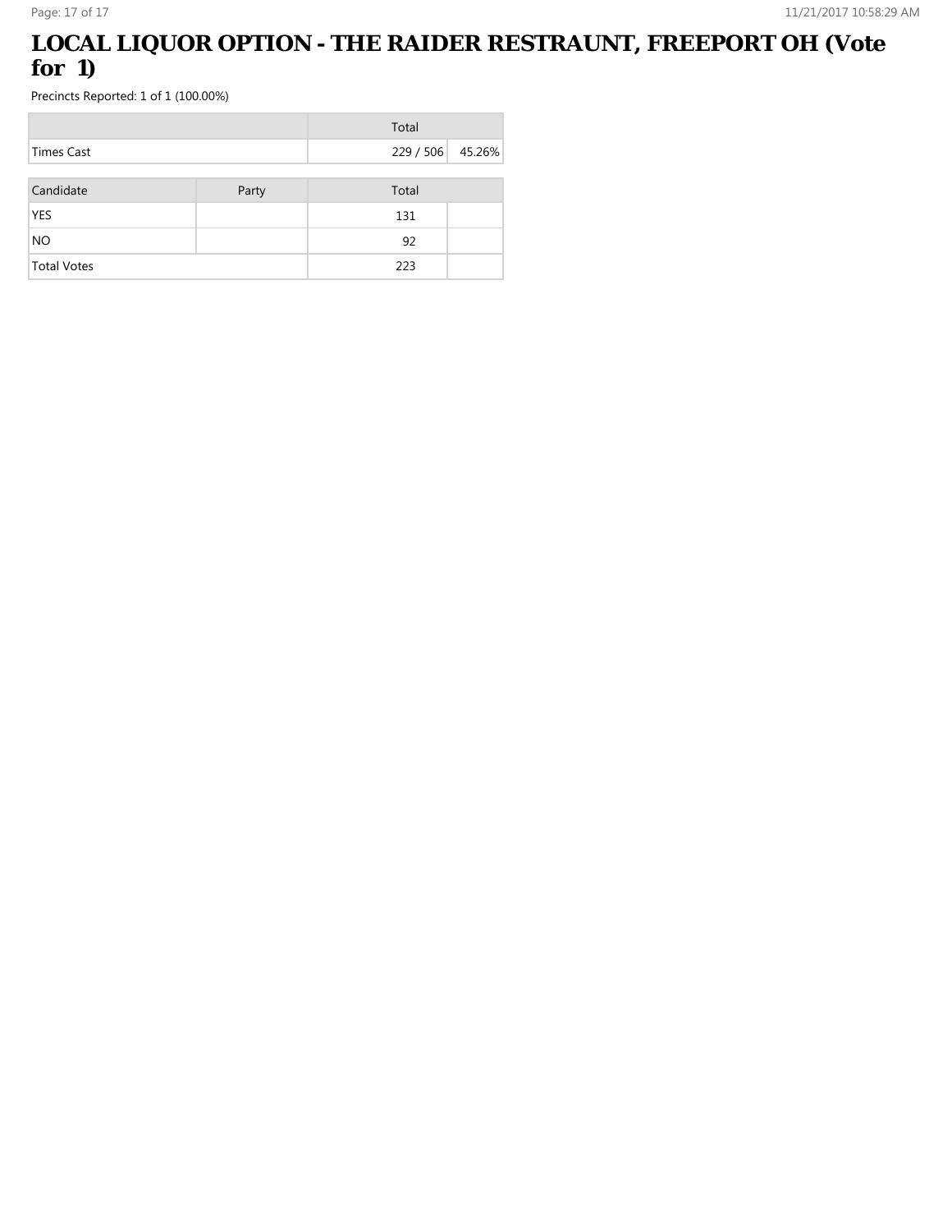# LOCAL LIQUOR OPTION - THE RAIDER RESTRAUNT, FREEPORT OH (Vote for 1)

Precincts Reported: 1 of 1 (100.00%)

| | Total | |
|---|---|---|
| Times Cast | 229 / 506 | 45.26% |

| Candidate | Party | Total | |
|---|---|---|---|
| YES | | 131 | |
| NO | | 92 | |
| Total Votes | | 223 | |